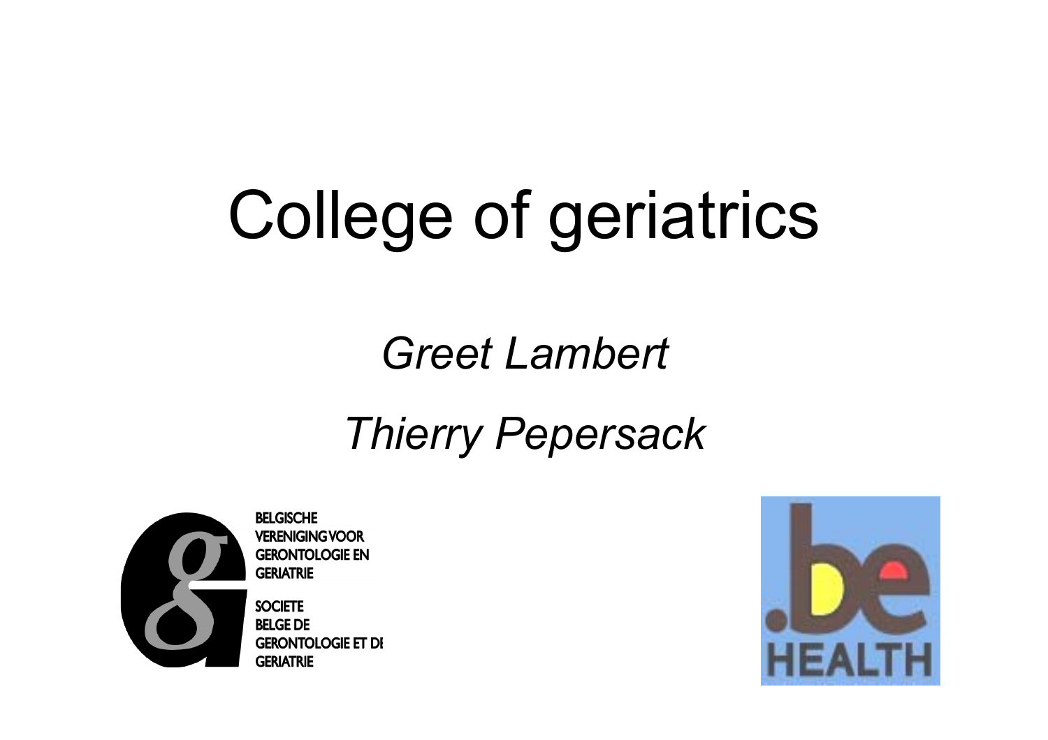# College of geriatrics

*Greet Lambert*

*Thierry Pepersack*

BELGISCHE VERENIGING VOOR GERONTOLOGIE EN GERIATRIE

SOCIETE BELGE DE GERONTOLOGIE ET DE GERIATRIE

.be HEALTH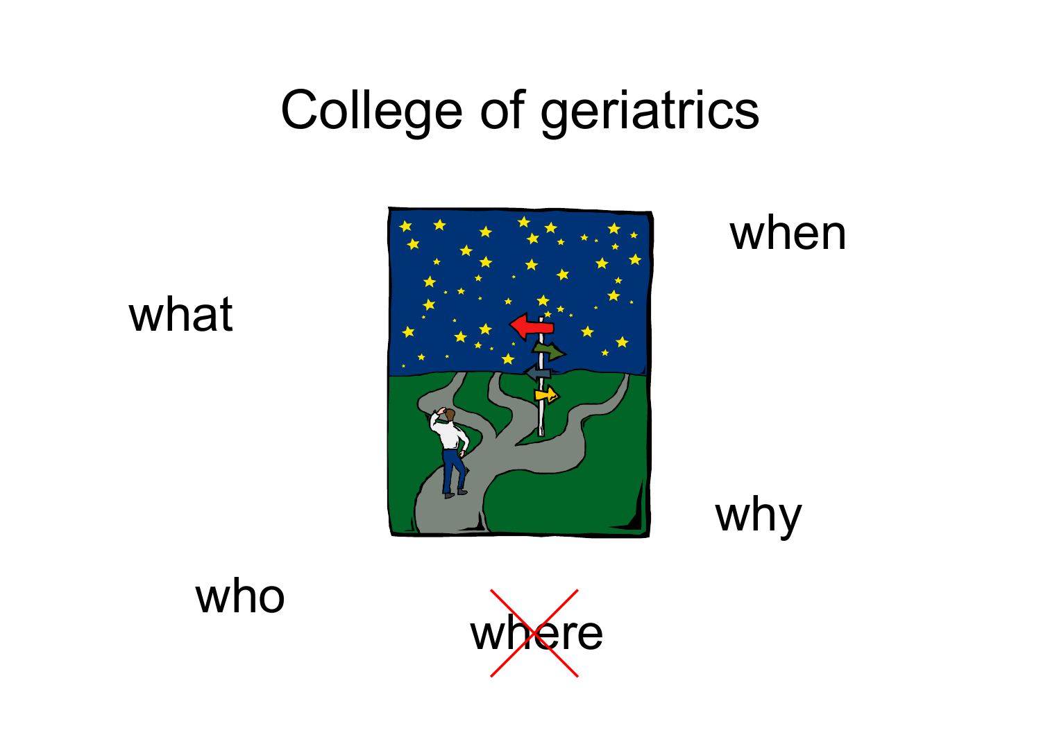# College of geriatrics

what

when

why

who

~~where~~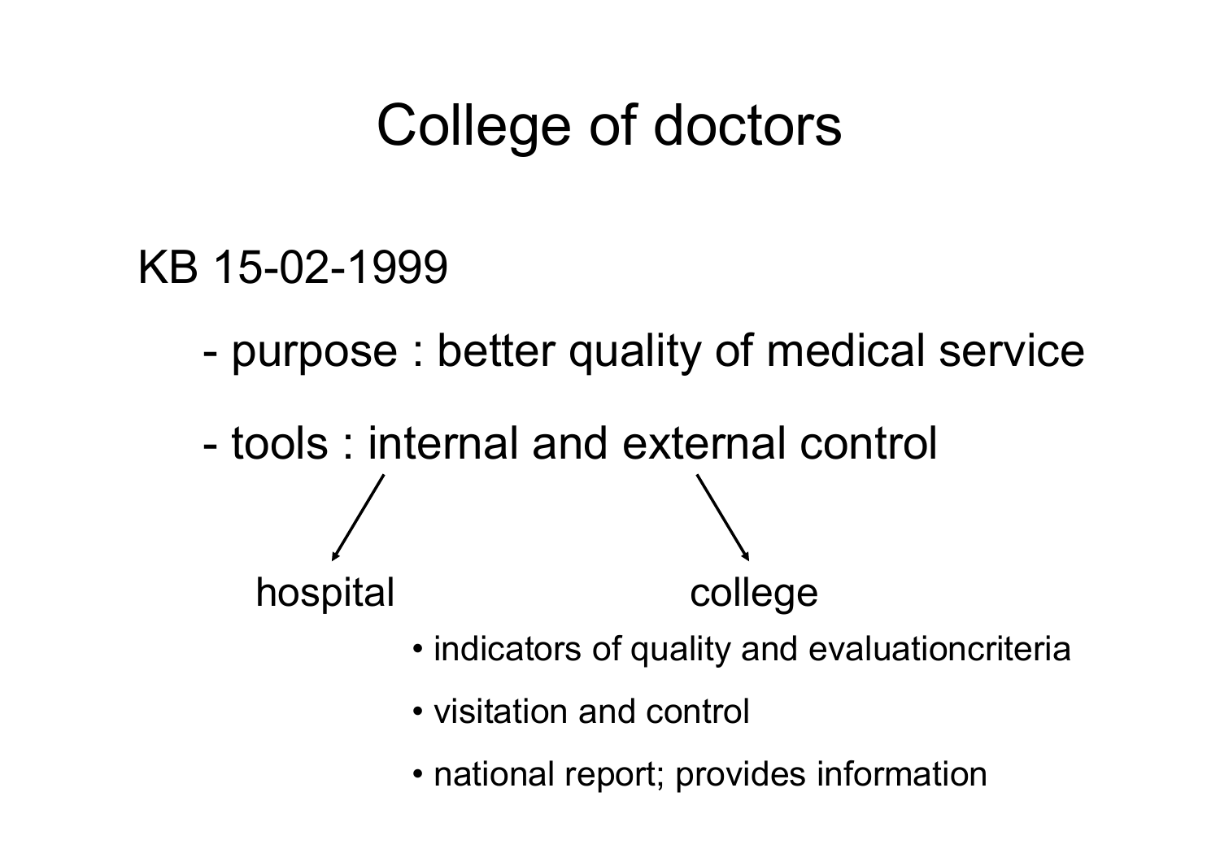# College of doctors

KB 15-02-1999

- purpose : better quality of medical service
- tools : internal and external control

hospital (internal) — college (external)

- indicators of quality and evaluationcriteria
- visitation and control
- national report; provides information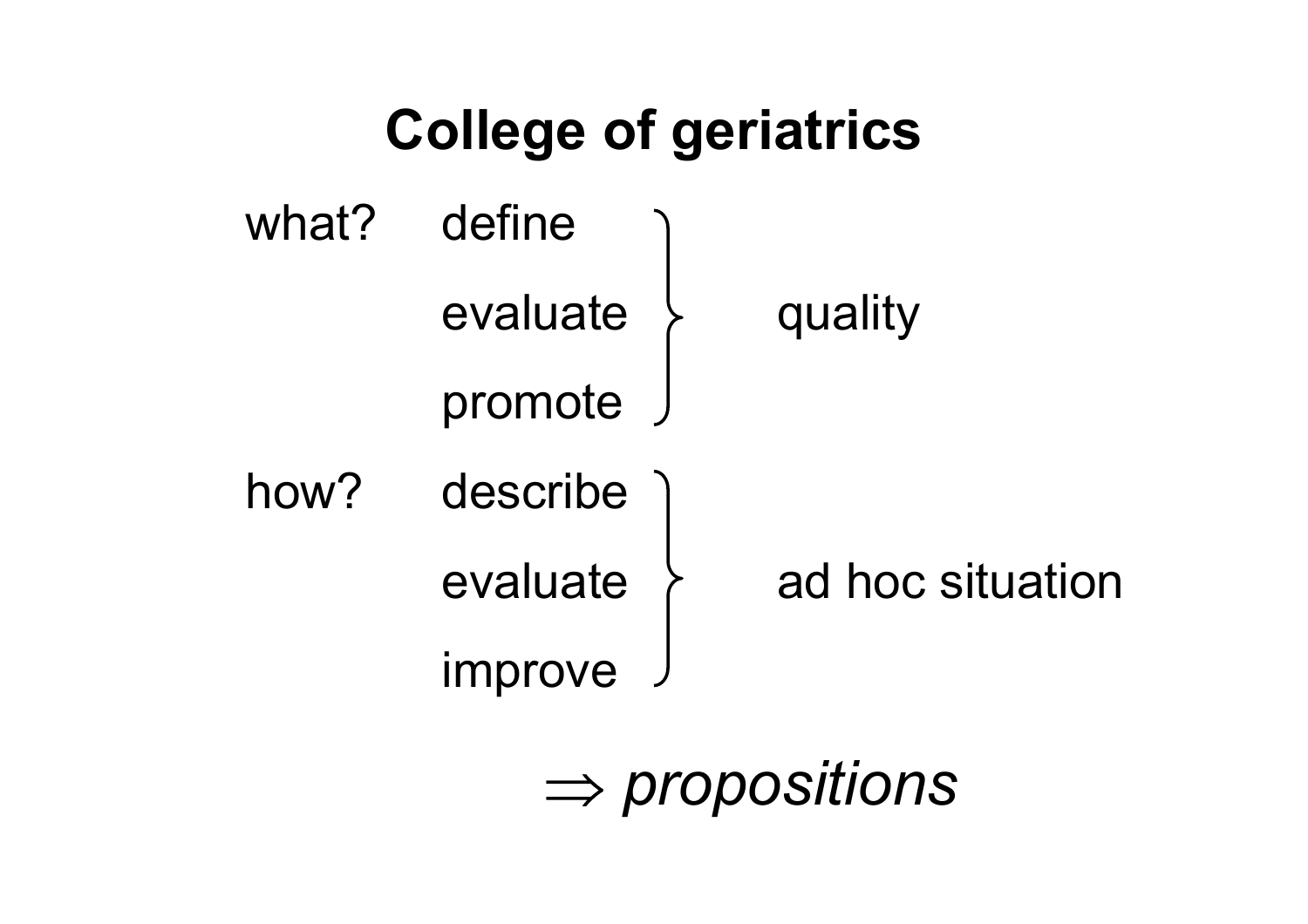# College of geriatrics

what?
- define
- evaluate
- promote

} quality

how?
- describe
- evaluate
- improve

} ad hoc situation

$\Rightarrow$ *propositions*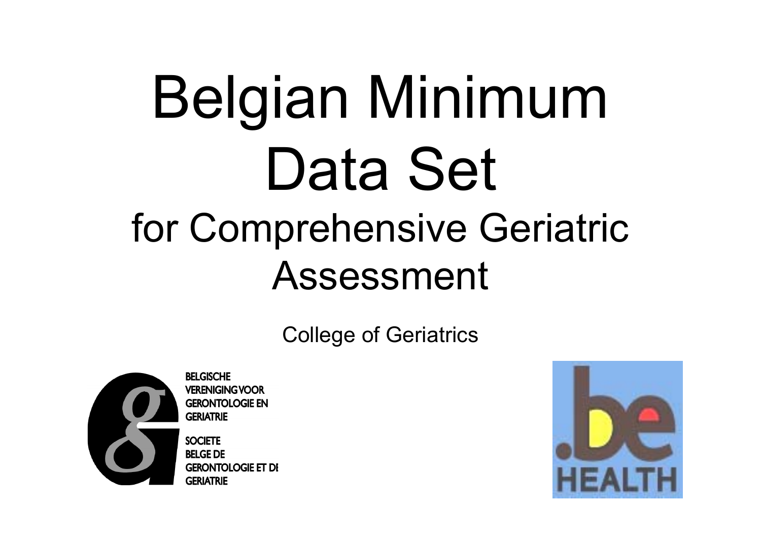# Belgian Minimum Data Set

## for Comprehensive Geriatric Assessment

College of Geriatrics

BELGISCHE VERENIGING VOOR GERONTOLOGIE EN GERIATRIE

SOCIETE BELGE DE GERONTOLOGIE ET DE GERIATRIE

.be HEALTH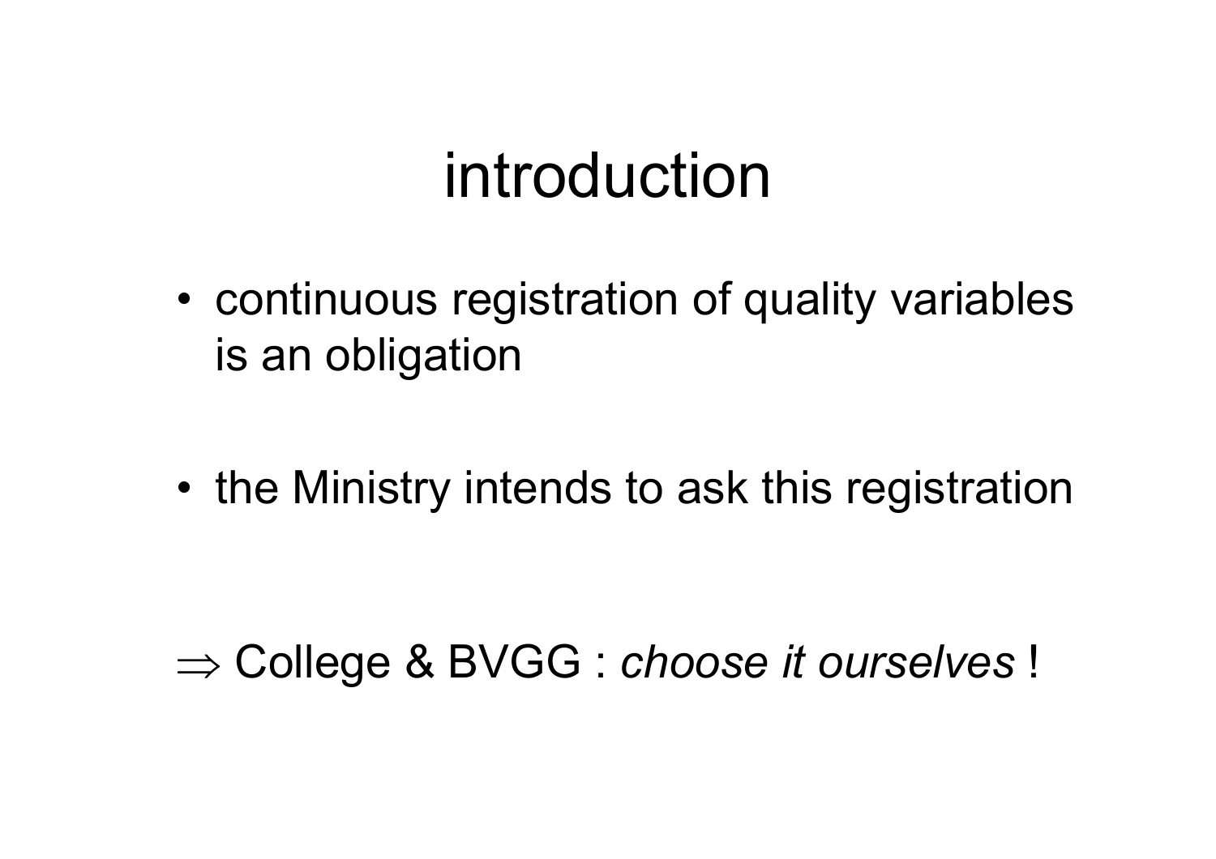# introduction

- continuous registration of quality variables is an obligation

- the Ministry intends to ask this registration

$\Rightarrow$ College & BVGG : *choose it ourselves* !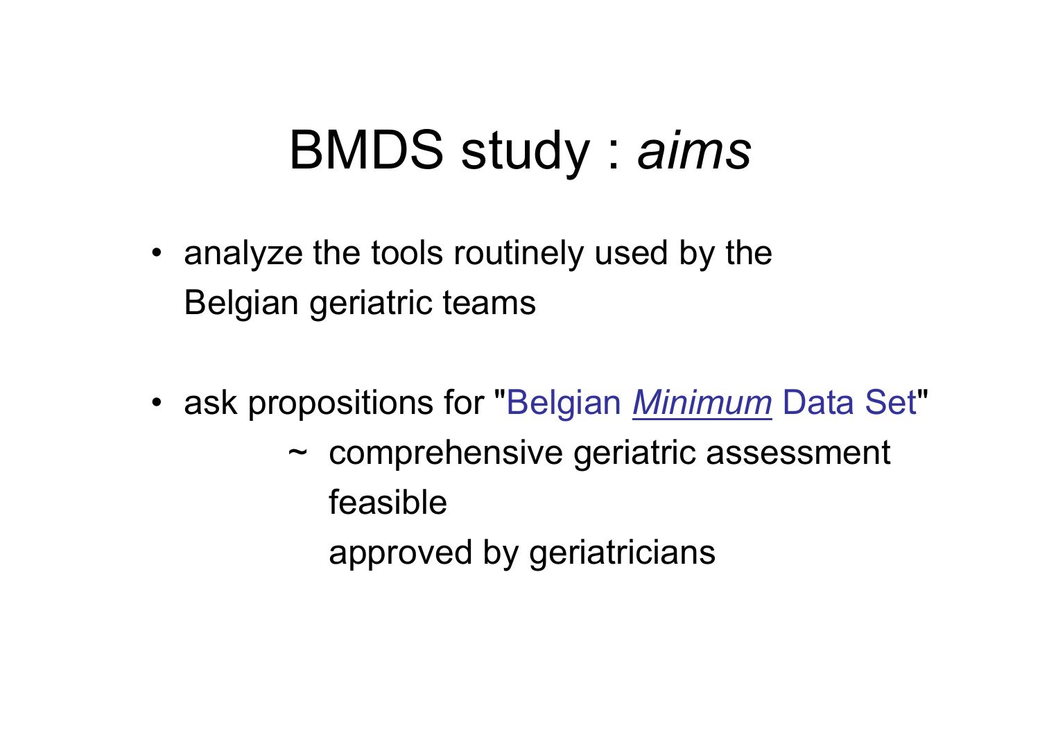# BMDS study : *aims*

- analyze the tools routinely used by the Belgian geriatric teams

- ask propositions for "Belgian ***Minimum*** Data Set"
  - ~ comprehensive geriatric assessment
  - feasible
  - approved by geriatricians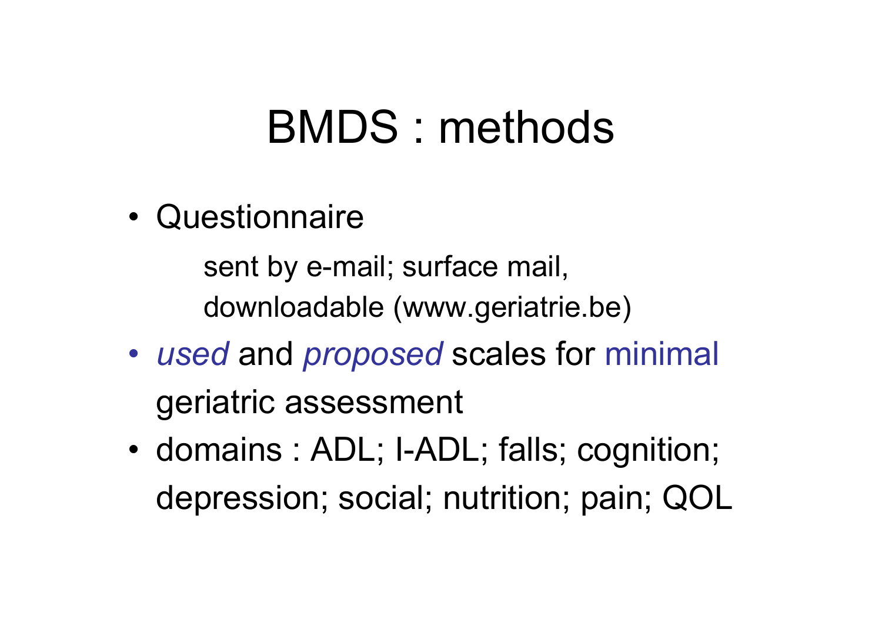# BMDS : methods

- Questionnaire

  sent by e-mail; surface mail,
  downloadable (www.geriatrie.be)

- *used* and *proposed* scales for minimal geriatric assessment
- domains : ADL; I-ADL; falls; cognition; depression; social; nutrition; pain; QOL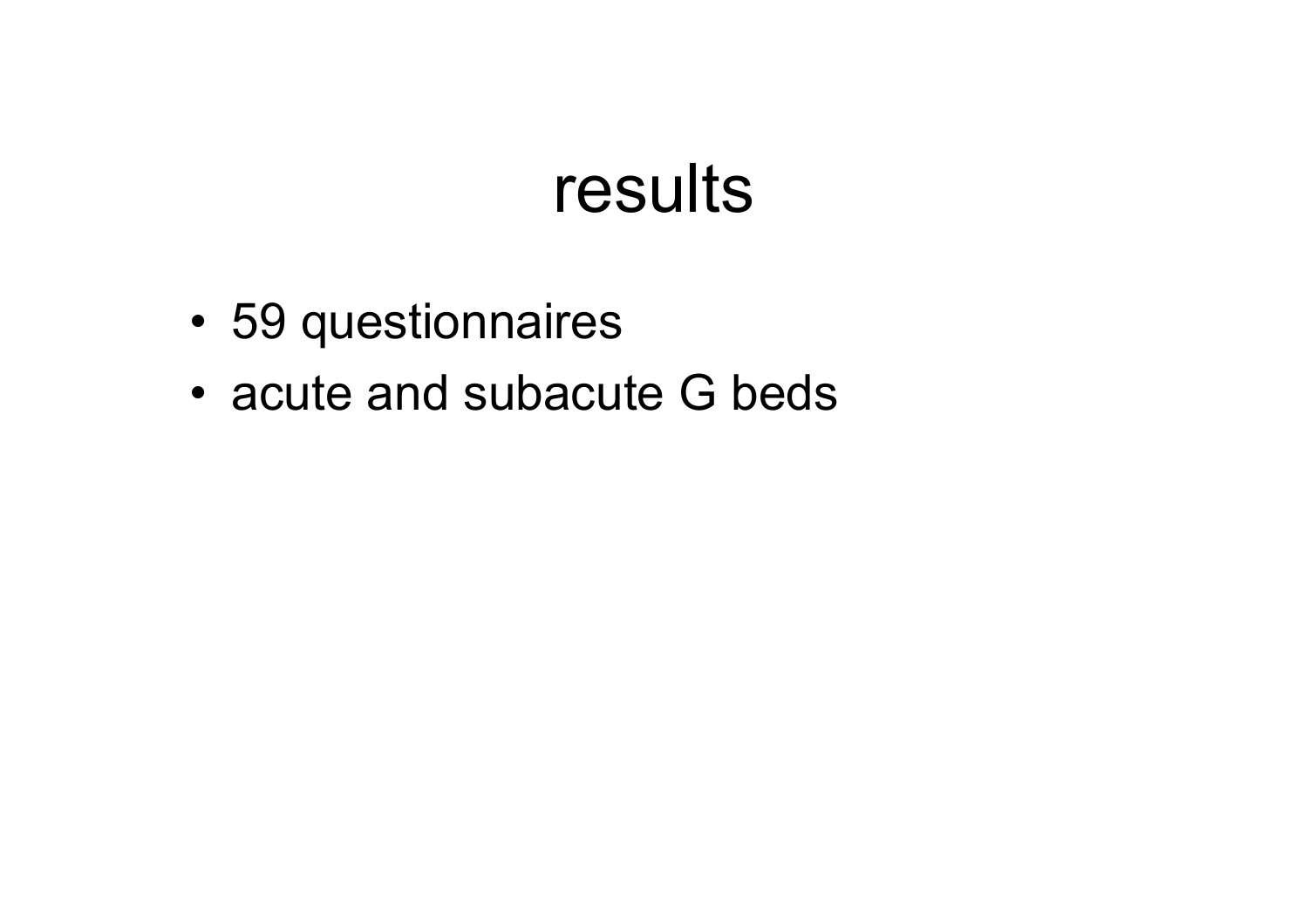# results

- 59 questionnaires
- acute and subacute G beds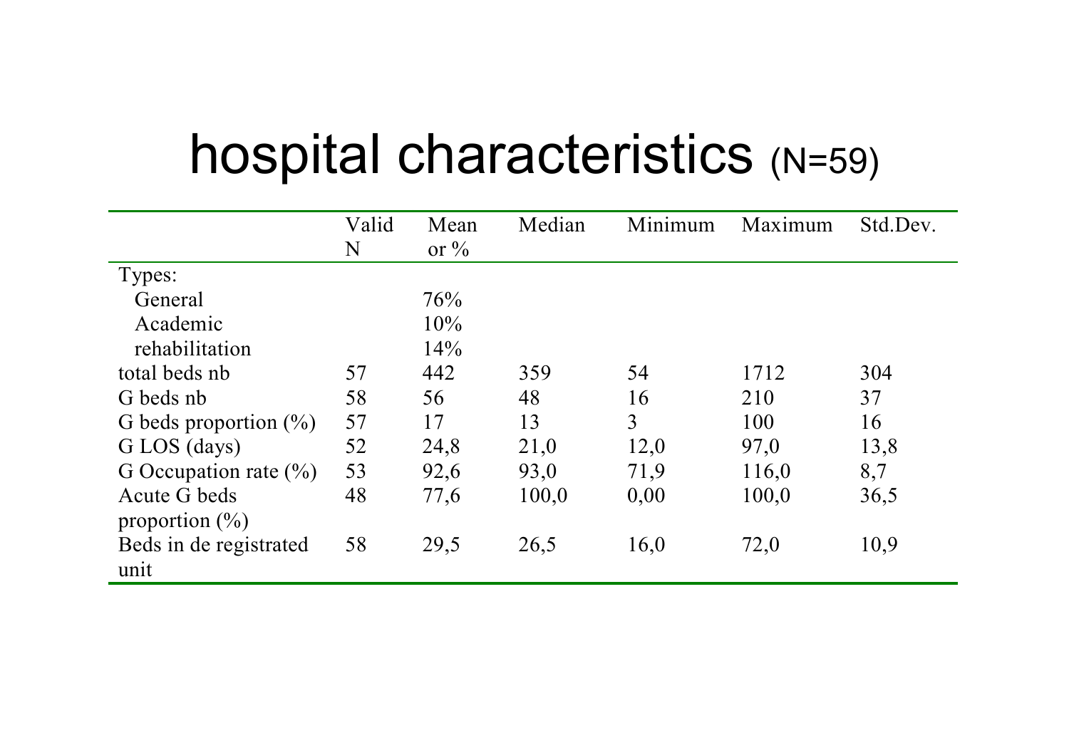# hospital characteristics (N=59)

| | Valid N | Mean or % | Median | Minimum | Maximum | Std.Dev. |
|---|---|---|---|---|---|---|
| Types: | | | | | | |
| General | | 76% | | | | |
| Academic | | 10% | | | | |
| rehabilitation | | 14% | | | | |
| total beds nb | 57 | 442 | 359 | 54 | 1712 | 304 |
| G beds nb | 58 | 56 | 48 | 16 | 210 | 37 |
| G beds proportion (%) | 57 | 17 | 13 | 3 | 100 | 16 |
| G LOS (days) | 52 | 24,8 | 21,0 | 12,0 | 97,0 | 13,8 |
| G Occupation rate (%) | 53 | 92,6 | 93,0 | 71,9 | 116,0 | 8,7 |
| Acute G beds proportion (%) | 48 | 77,6 | 100,0 | 0,00 | 100,0 | 36,5 |
| Beds in de registrated unit | 58 | 29,5 | 26,5 | 16,0 | 72,0 | 10,9 |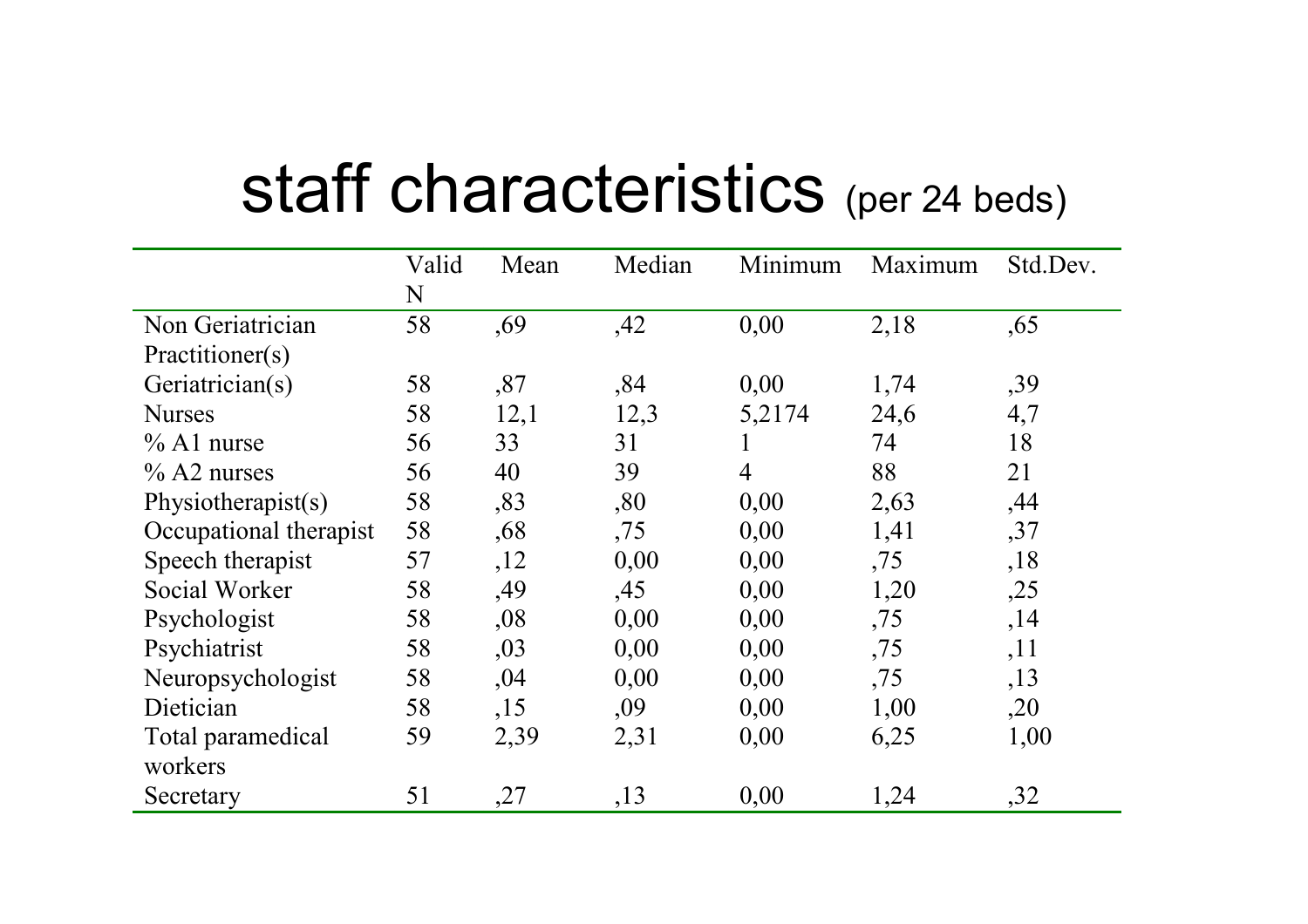# staff characteristics (per 24 beds)

| | Valid N | Mean | Median | Minimum | Maximum | Std.Dev. |
|---|---|---|---|---|---|---|
| Non Geriatrician Practitioner(s) | 58 | ,69 | ,42 | 0,00 | 2,18 | ,65 |
| Geriatrician(s) | 58 | ,87 | ,84 | 0,00 | 1,74 | ,39 |
| Nurses | 58 | 12,1 | 12,3 | 5,2174 | 24,6 | 4,7 |
| % A1 nurse | 56 | 33 | 31 | 1 | 74 | 18 |
| % A2 nurses | 56 | 40 | 39 | 4 | 88 | 21 |
| Physiotherapist(s) | 58 | ,83 | ,80 | 0,00 | 2,63 | ,44 |
| Occupational therapist | 58 | ,68 | ,75 | 0,00 | 1,41 | ,37 |
| Speech therapist | 57 | ,12 | 0,00 | 0,00 | ,75 | ,18 |
| Social Worker | 58 | ,49 | ,45 | 0,00 | 1,20 | ,25 |
| Psychologist | 58 | ,08 | 0,00 | 0,00 | ,75 | ,14 |
| Psychiatrist | 58 | ,03 | 0,00 | 0,00 | ,75 | ,11 |
| Neuropsychologist | 58 | ,04 | 0,00 | 0,00 | ,75 | ,13 |
| Dietician | 58 | ,15 | ,09 | 0,00 | 1,00 | ,20 |
| Total paramedical workers | 59 | 2,39 | 2,31 | 0,00 | 6,25 | 1,00 |
| Secretary | 51 | ,27 | ,13 | 0,00 | 1,24 | ,32 |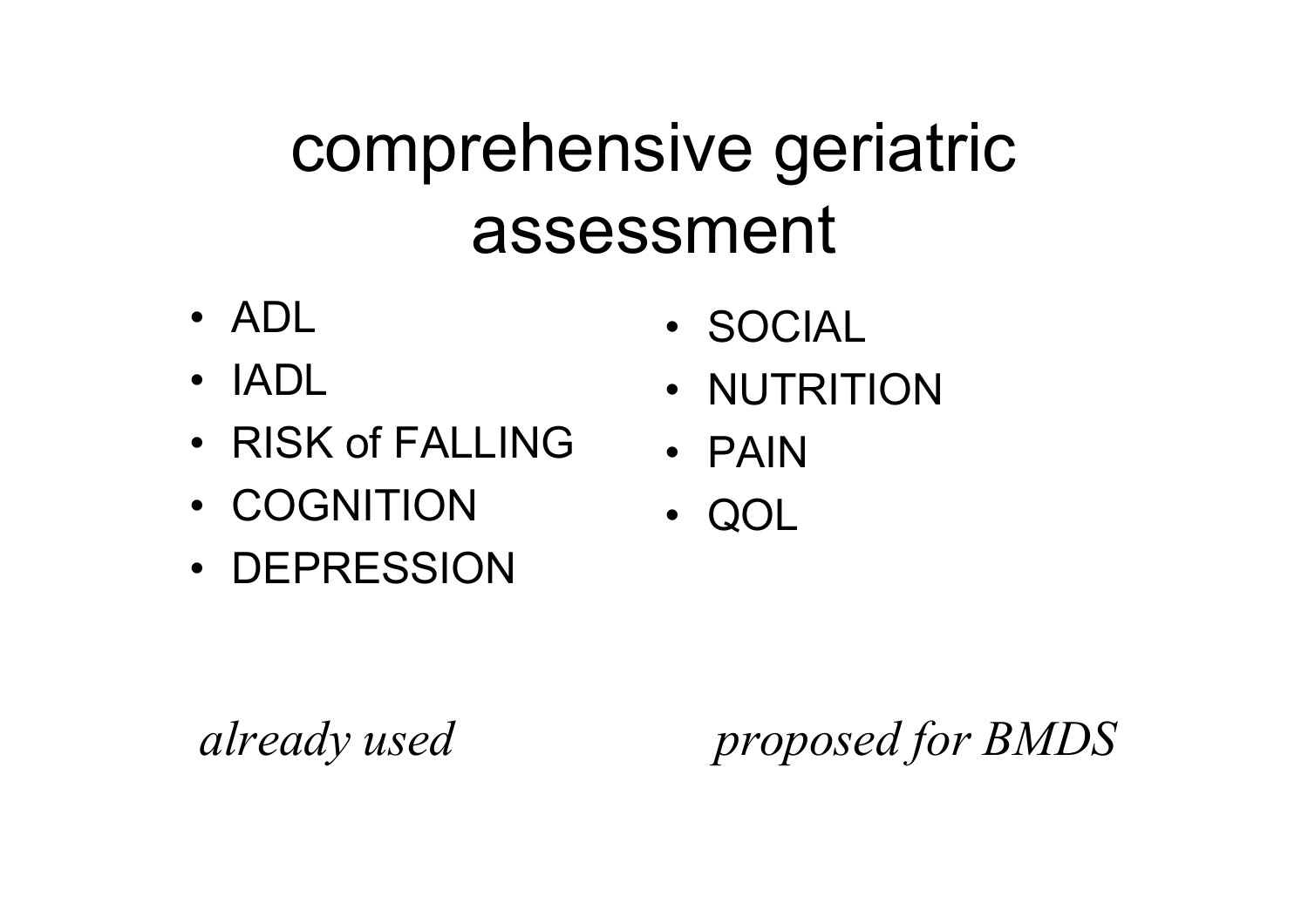# comprehensive geriatric assessment

- ADL
- IADL
- RISK of FALLING
- COGNITION
- DEPRESSION

*already used*

- SOCIAL
- NUTRITION
- PAIN
- QOL

*proposed for BMDS*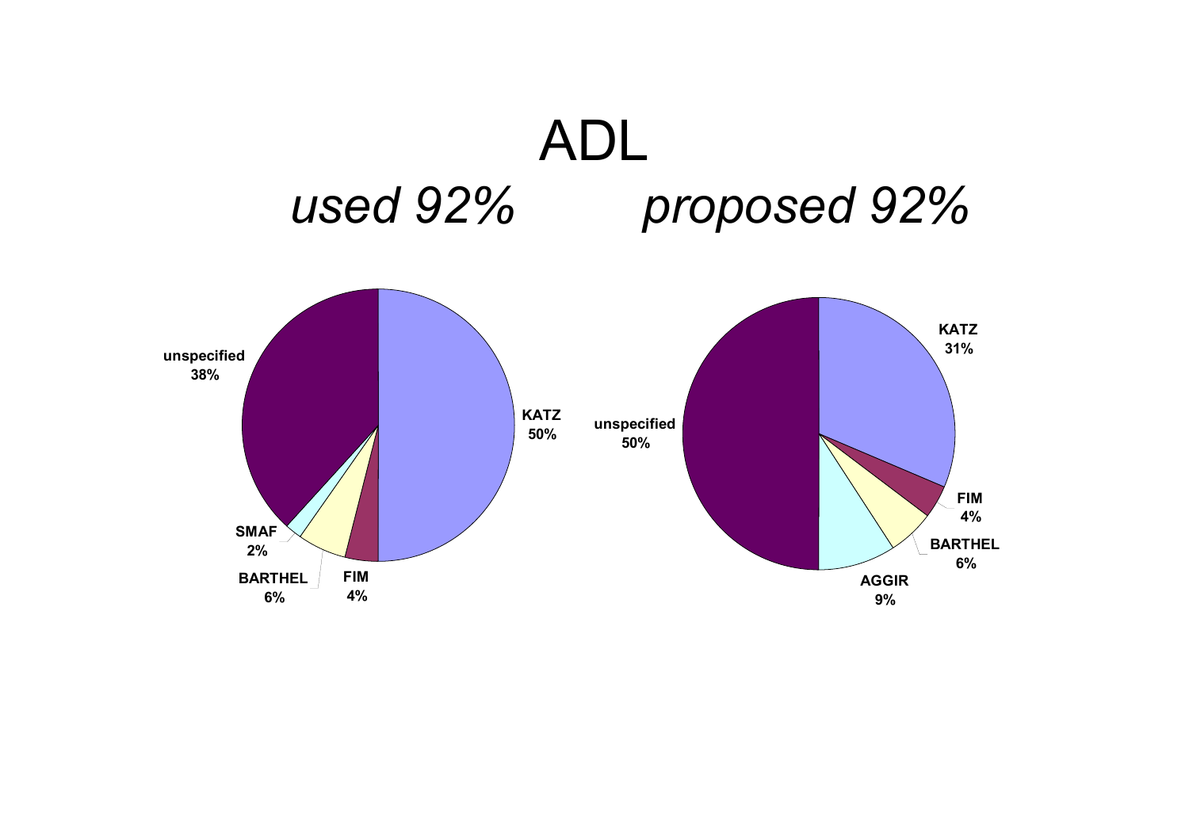# ADL

*used 92%* *proposed 92%*

| Used | % |
|---|---|
| KATZ | 50% |
| FIM | 4% |
| BARTHEL | 6% |
| SMAF | 2% |
| unspecified | 38% |

| Proposed | % |
|---|---|
| KATZ | 31% |
| FIM | 4% |
| BARTHEL | 6% |
| AGGIR | 9% |
| unspecified | 50% |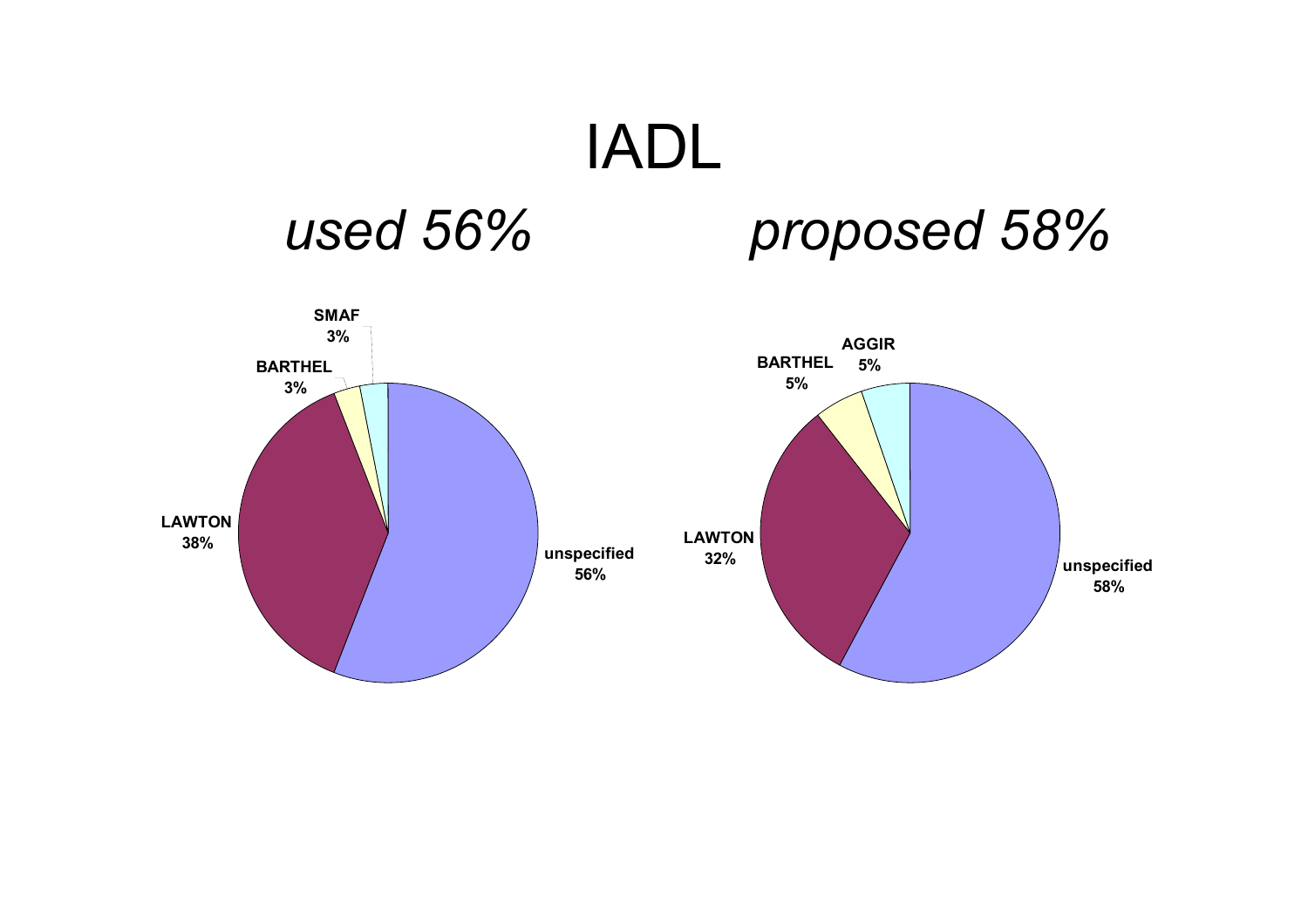# IADL

*used 56%*

*proposed 58%*

| Used | % |
| --- | --- |
| unspecified | 56% |
| LAWTON | 38% |
| BARTHEL | 3% |
| SMAF | 3% |

| Proposed | % |
| --- | --- |
| unspecified | 58% |
| LAWTON | 32% |
| BARTHEL | 5% |
| AGGIR | 5% |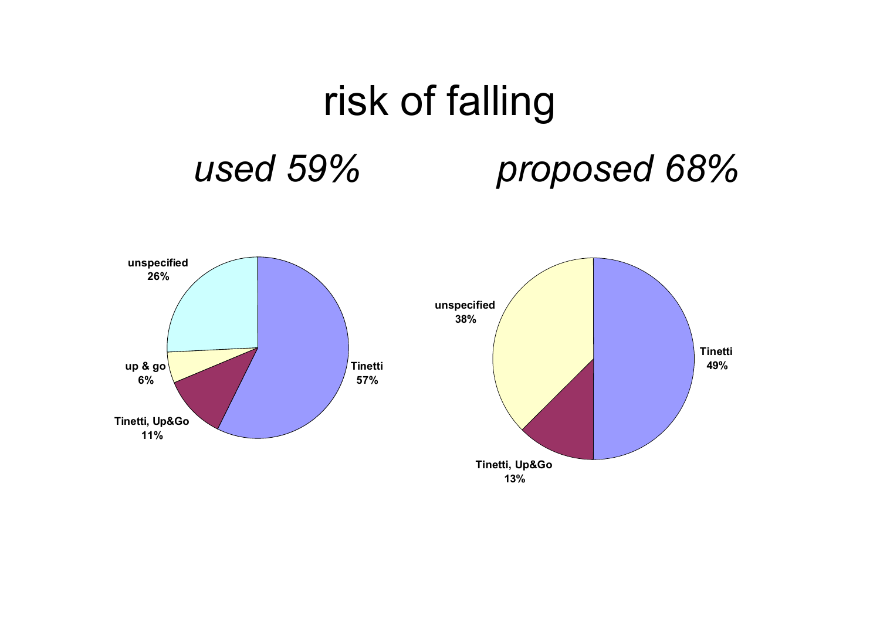# risk of falling

*used 59%*

- unspecified 26%
- up & go 6%
- Tinetti, Up&Go 11%
- Tinetti 57%

*proposed 68%*

- unspecified 38%
- Tinetti, Up&Go 13%
- Tinetti 49%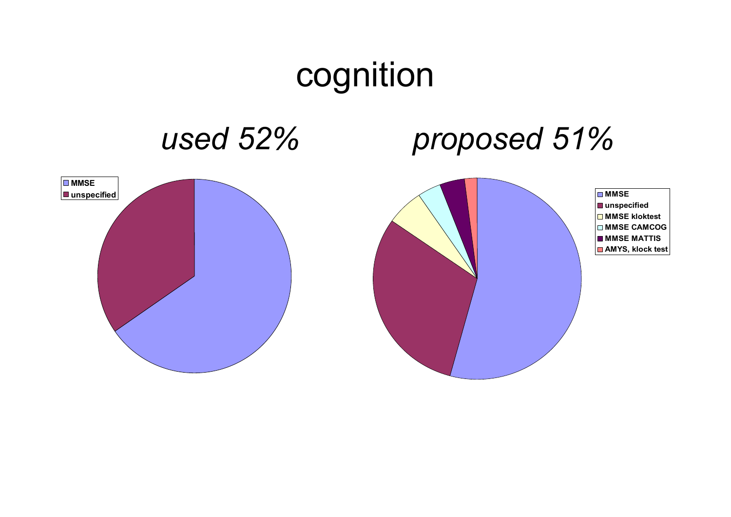# cognition

*used 52%*

- MMSE
- unspecified

*proposed 51%*

- MMSE
- unspecified
- MMSE kloktest
- MMSE CAMCOG
- MMSE MATTIS
- AMYS, klock test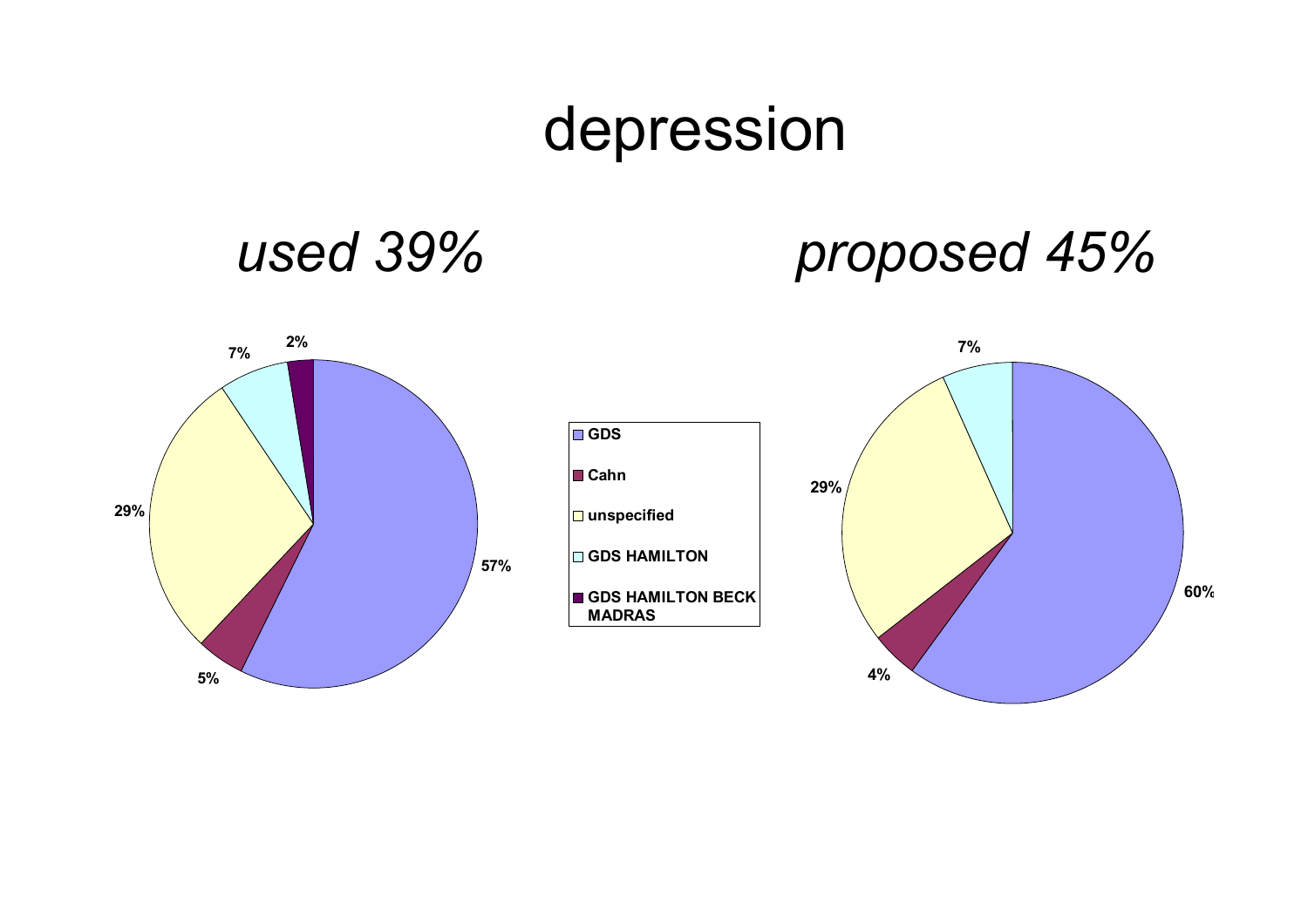# depression

*used 39%*

*proposed 45%*

| | used 39% | proposed 45% |
|---|---|---|
| GDS | 57% | 60% |
| Cahn | 5% | 4% |
| unspecified | 29% | 29% |
| GDS HAMILTON | 7% | 7% |
| GDS HAMILTON BECK MADRAS | 2% | |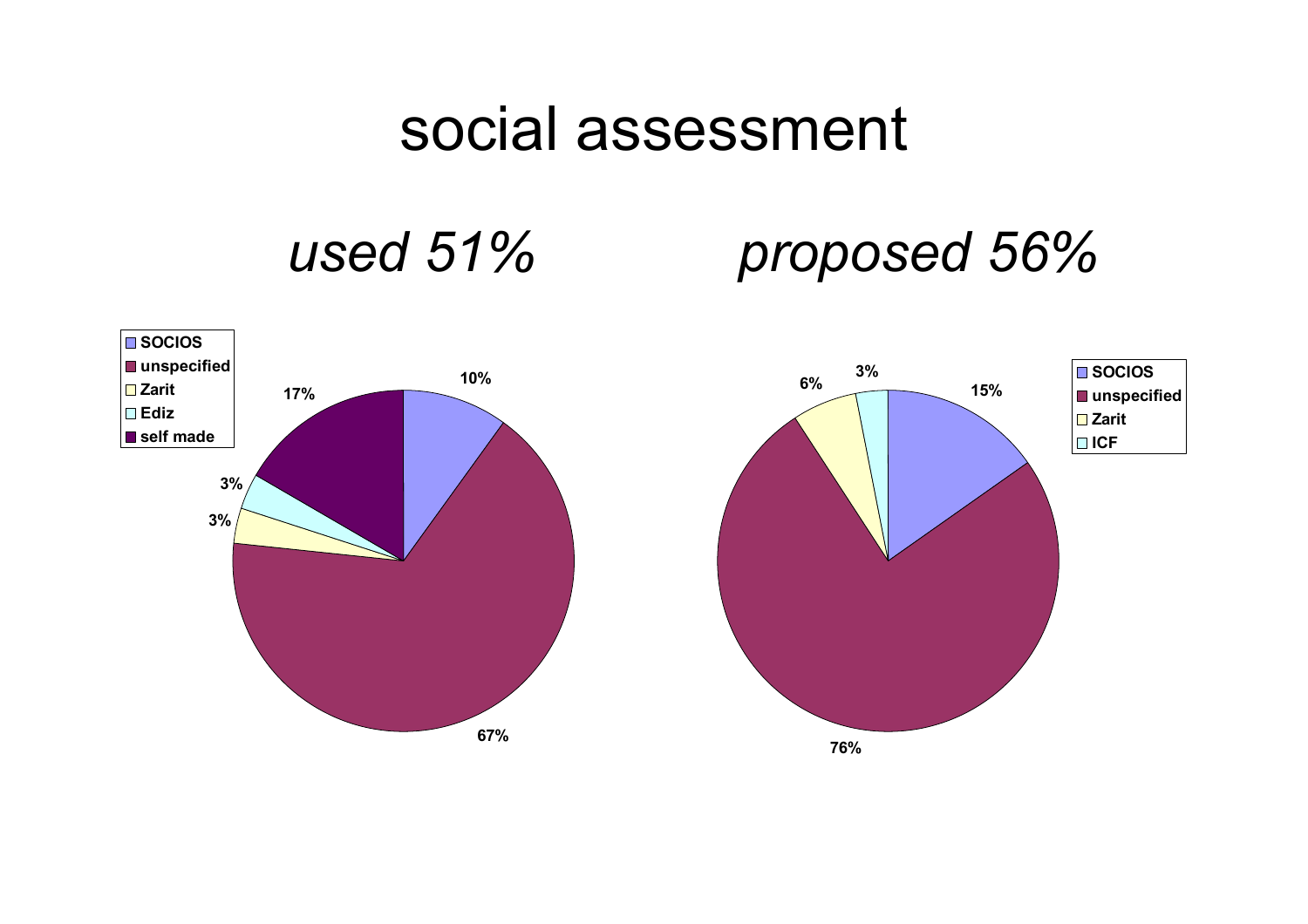# social assessment

*used 51%*

| Category | % |
|---|---|
| SOCIOS | 10% |
| unspecified | 67% |
| Zarit | 3% |
| Ediz | 3% |
| self made | 17% |

*proposed 56%*

| Category | % |
|---|---|
| SOCIOS | 15% |
| unspecified | 76% |
| Zarit | 6% |
| ICF | 3% |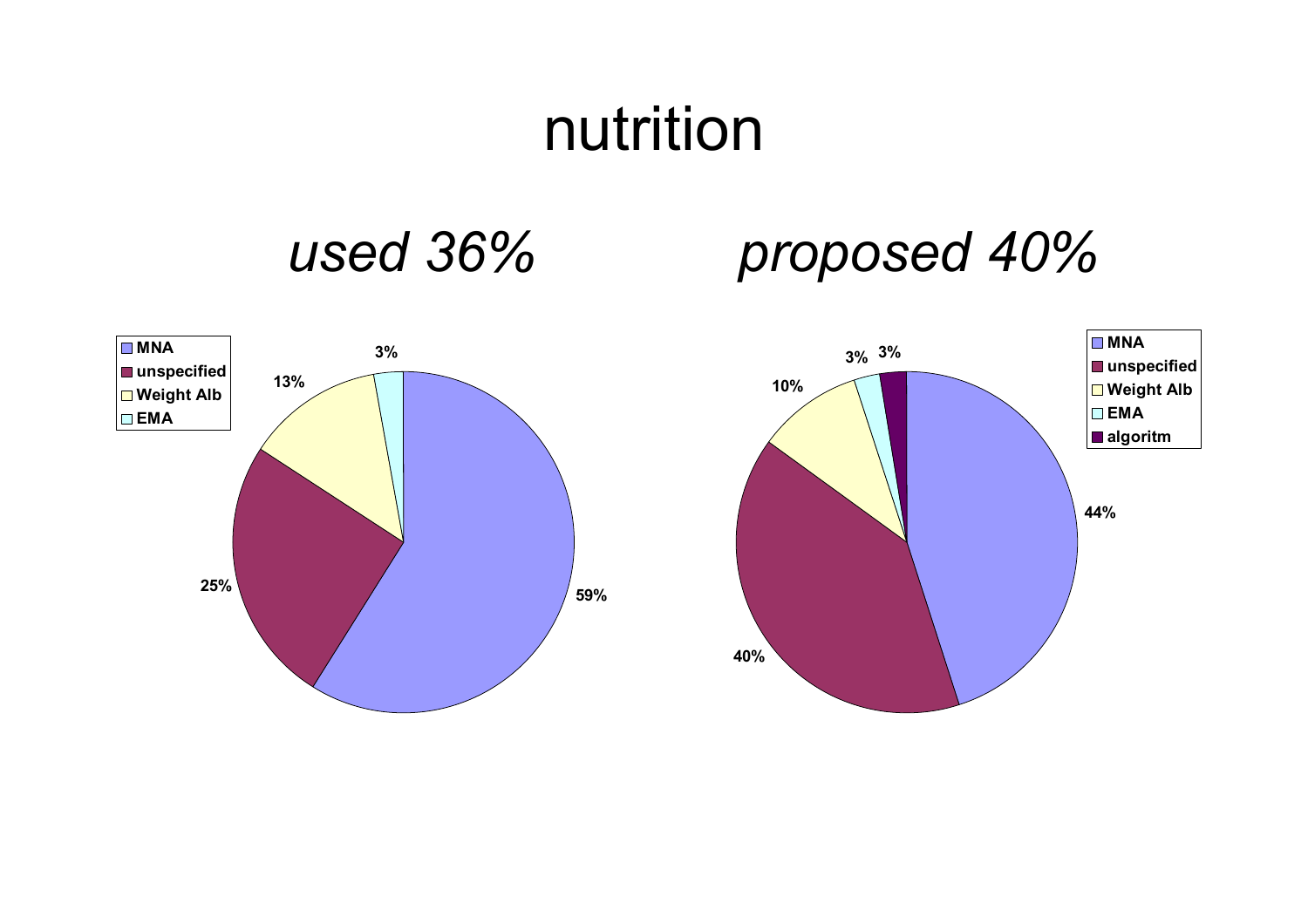# nutrition

## *used 36%*

| | |
|---|---|
| MNA | 59% |
| unspecified | 25% |
| Weight Alb | 13% |
| EMA | 3% |

## *proposed 40%*

| | |
|---|---|
| MNA | 44% |
| unspecified | 40% |
| Weight Alb | 10% |
| EMA | 3% |
| algoritm | 3% |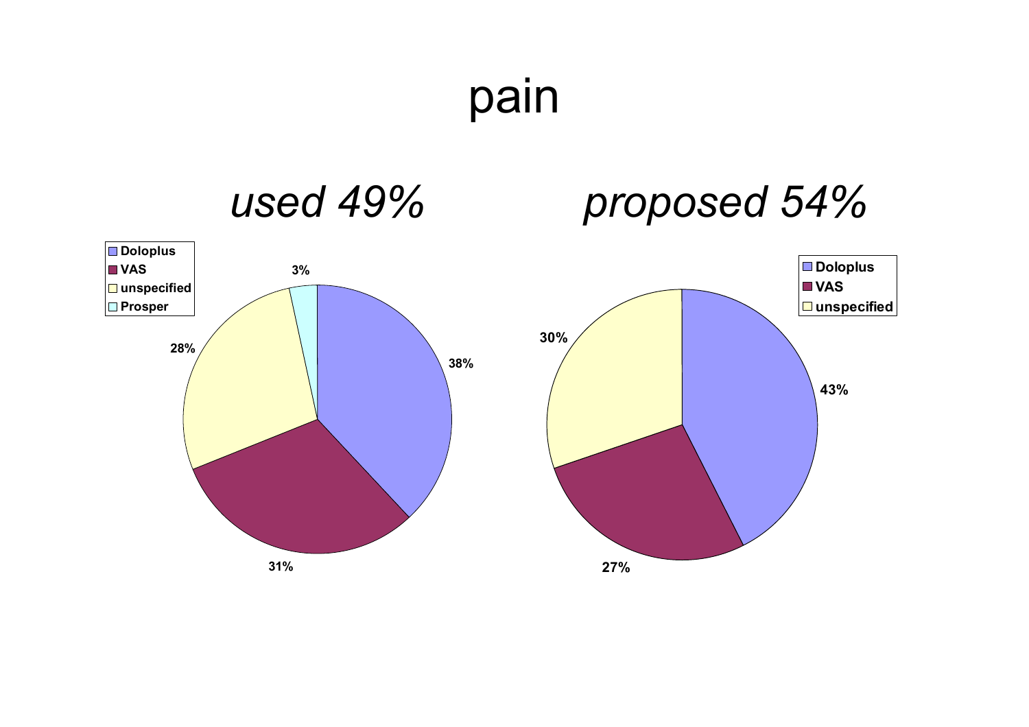# pain

## *used 49%*

- Doloplus: 38%
- VAS: 31%
- unspecified: 28%
- Prosper: 3%

## *proposed 54%*

- Doloplus: 43%
- VAS: 27%
- unspecified: 30%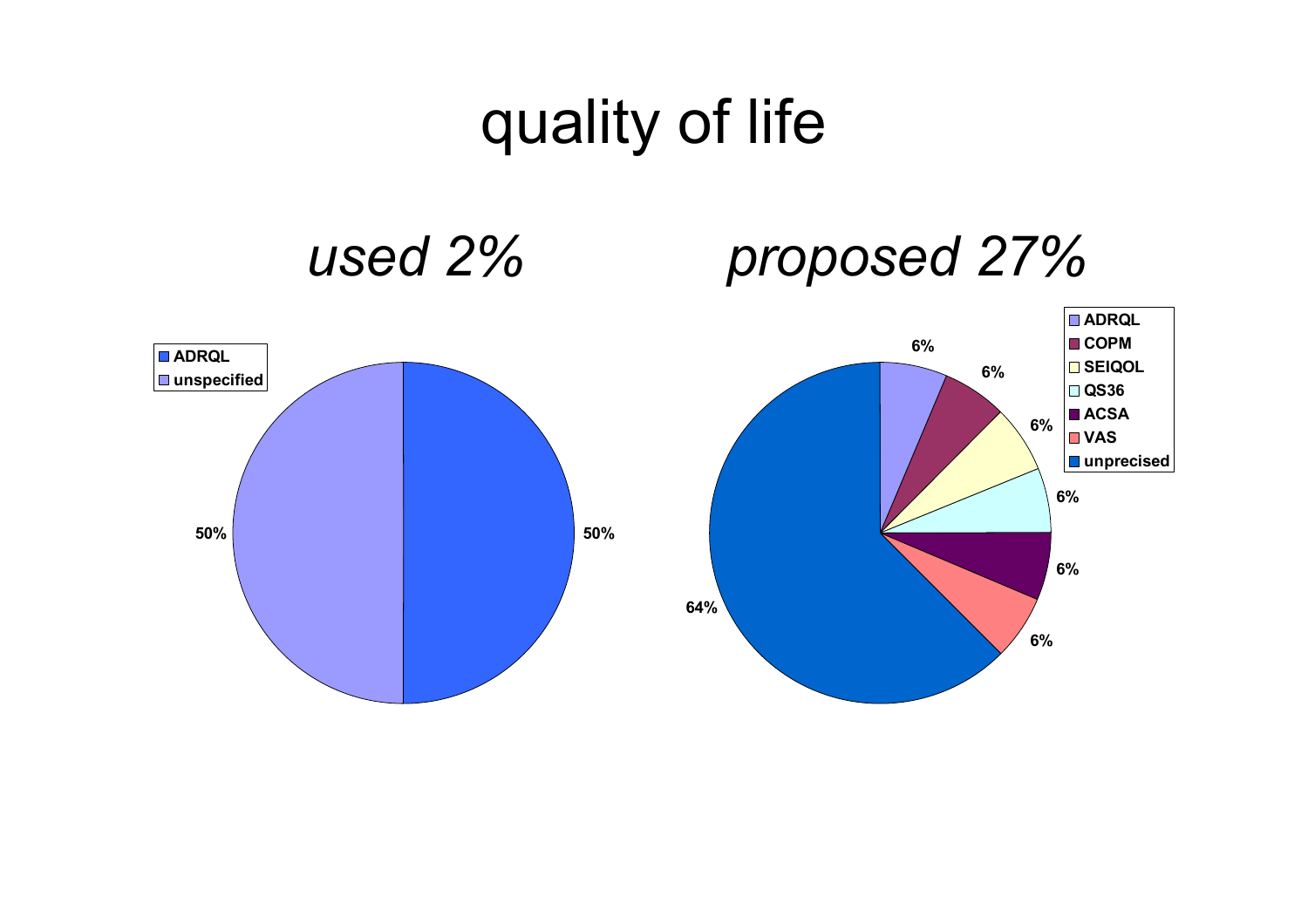# quality of life

## *used 2%*

| | |
|---|---|
| ADRQL | 50% |
| unspecified | 50% |

## *proposed 27%*

| | |
|---|---|
| ADRQL | 6% |
| COPM | 6% |
| SEIQOL | 6% |
| QS36 | 6% |
| ACSA | 6% |
| VAS | 6% |
| unprecised | 64% |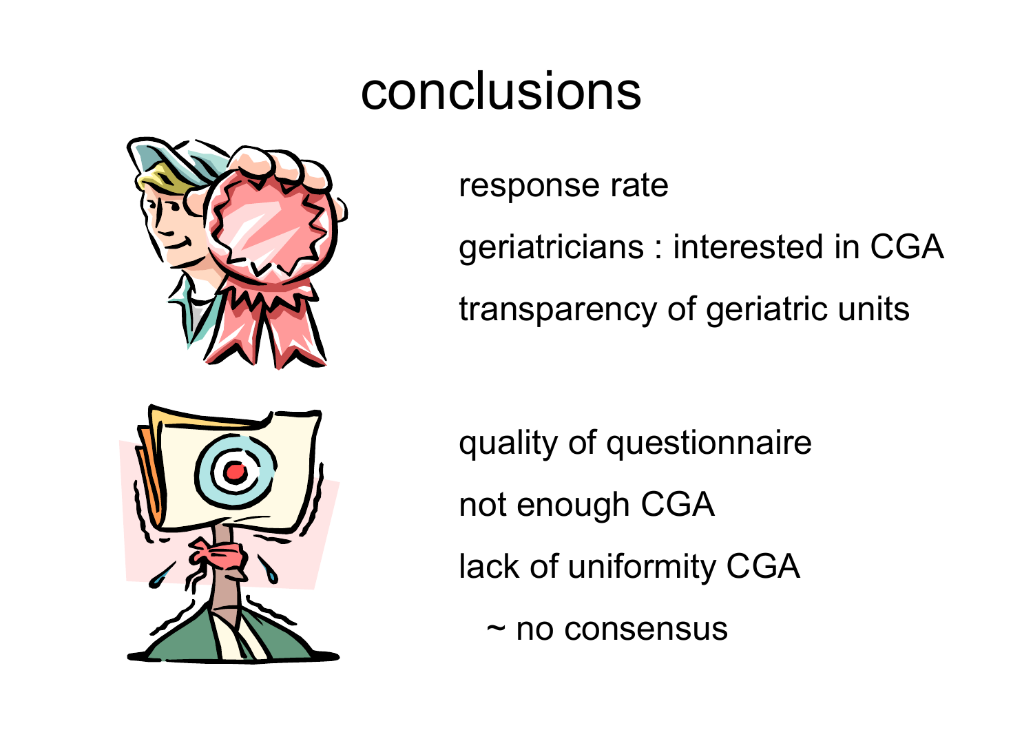# conclusions

- response rate
- geriatricians : interested in CGA
- transparency of geriatric units

- quality of questionnaire
- not enough CGA
- lack of uniformity CGA
  - ~ no consensus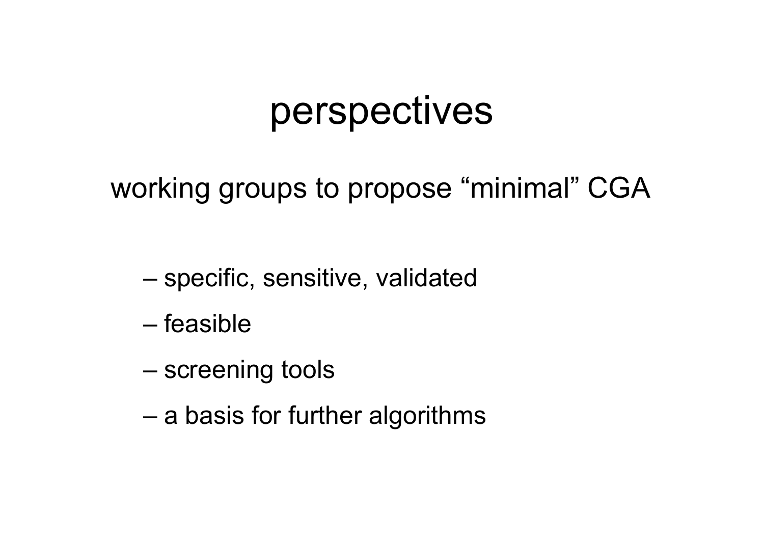# perspectives

working groups to propose “minimal” CGA

- specific, sensitive, validated
- feasible
- screening tools
- a basis for further algorithms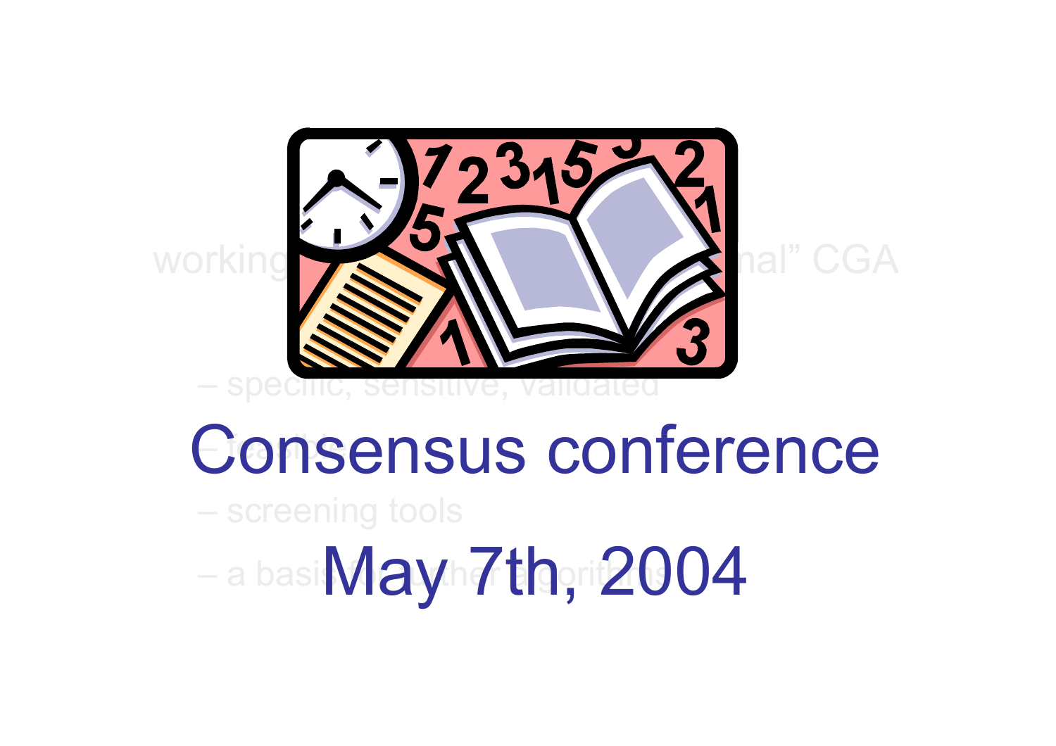# Consensus conference

## May 7th, 2004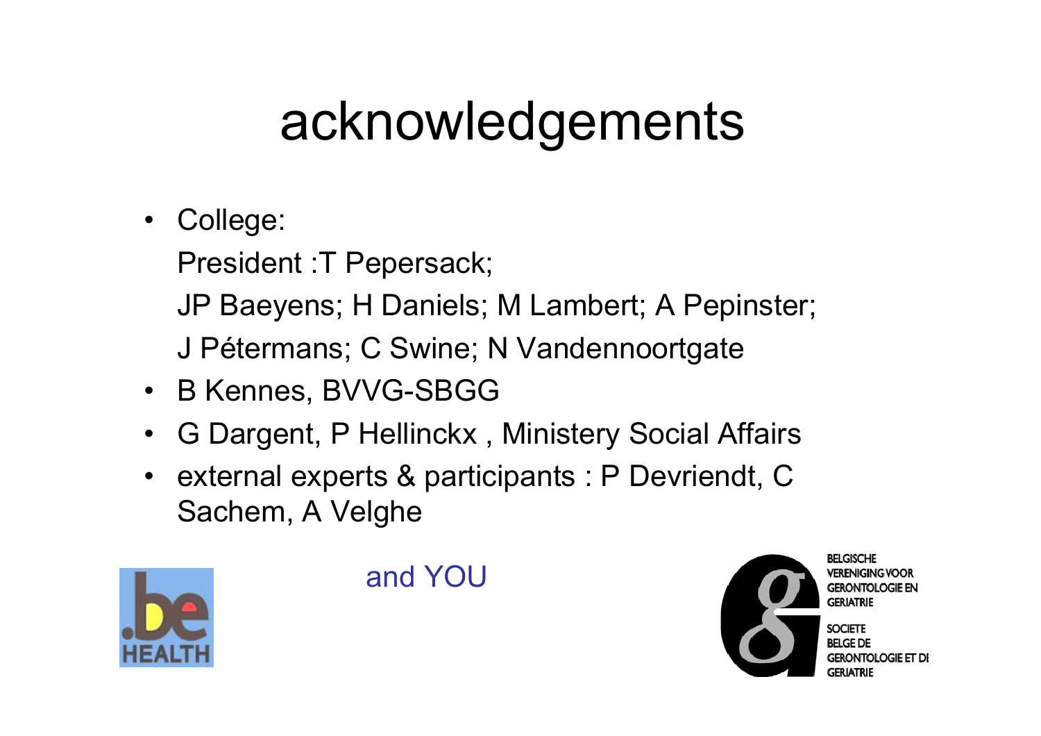# acknowledgements

- College:

  President :T Pepersack;

  JP Baeyens; H Daniels; M Lambert; A Pepinster;

  J Pétermans; C Swine; N Vandennoortgate
- B Kennes, BVVG-SBGG
- G Dargent, P Hellinckx , Ministery Social Affairs
- external experts & participants : P Devriendt, C Sachem, A Velghe

and YOU

BELGISCHE VERENIGING VOOR GERONTOLOGIE EN GERIATRIE

SOCIETE BELGE DE GERONTOLOGIE ET DE GERIATRIE